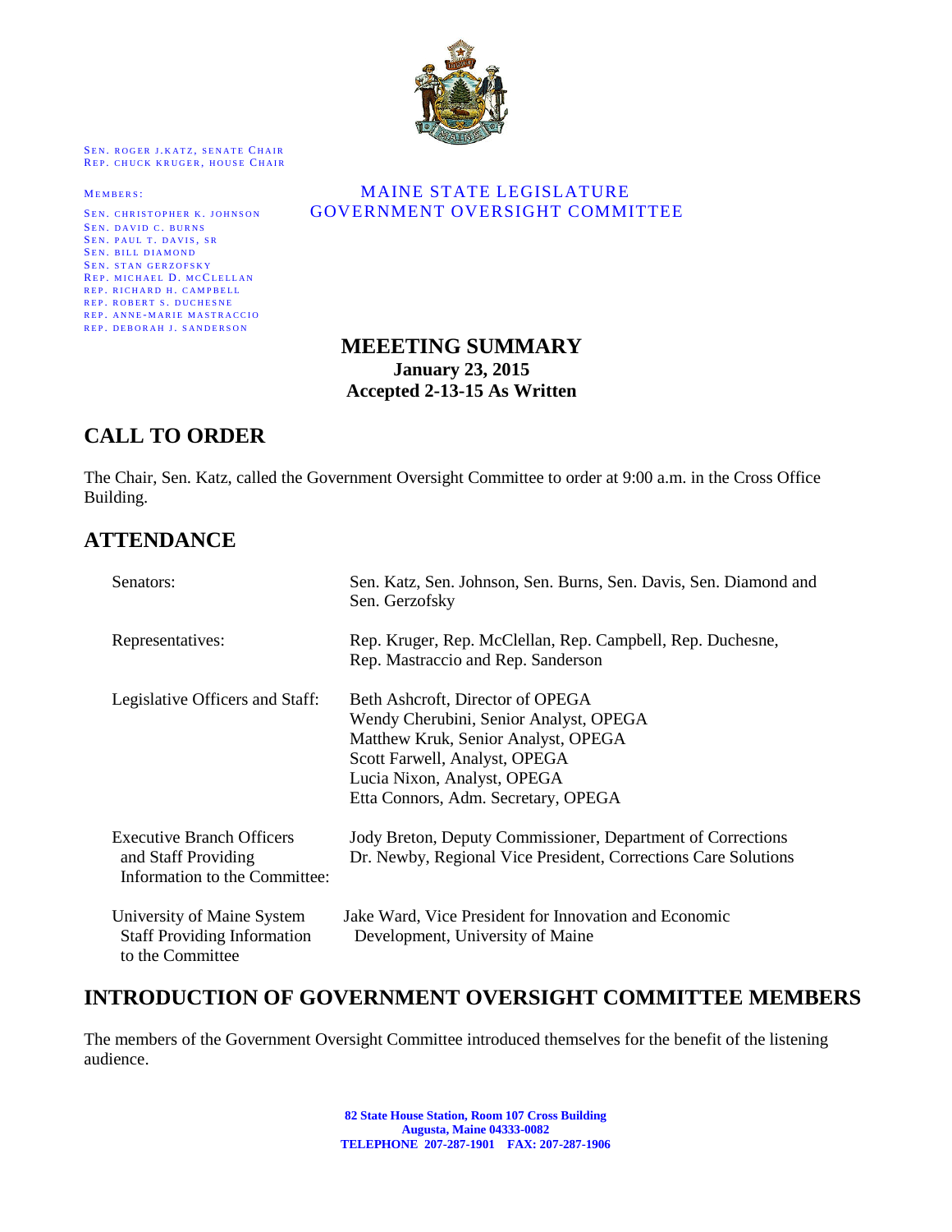SEN. ROGER J.KATZ, SENATE CHAIR
REP. CHUCK KRUGER, HOUSE CHAIR

MEMBERS:

SEN. CHRISTOPHER K. JOHNSON
SEN. DAVID C. BURNS
SEN. PAUL T. DAVIS, SR
SEN. BILL DIAMOND
SEN. STAN GERZOFSKY
REP. MICHAEL D. MCCLELLAN
REP. RICHARD H. CAMPBELL
REP. ROBERT S. DUCHESNE
REP. ANNE-MARIE MASTRACCIO
REP. DEBORAH J. SANDERSON

MAINE STATE LEGISLATURE
GOVERNMENT OVERSIGHT COMMITTEE

**MEEETING SUMMARY**
**January 23, 2015**
**Accepted 2-13-15 As Written**

## CALL TO ORDER

The Chair, Sen. Katz, called the Government Oversight Committee to order at 9:00 a.m. in the Cross Office Building.

## ATTENDANCE

| | |
|---|---|
| Senators: | Sen. Katz, Sen. Johnson, Sen. Burns, Sen. Davis, Sen. Diamond and Sen. Gerzofsky |
| Representatives: | Rep. Kruger, Rep. McClellan, Rep. Campbell, Rep. Duchesne, Rep. Mastraccio and Rep. Sanderson |
| Legislative Officers and Staff: | Beth Ashcroft, Director of OPEGA<br>Wendy Cherubini, Senior Analyst, OPEGA<br>Matthew Kruk, Senior Analyst, OPEGA<br>Scott Farwell, Analyst, OPEGA<br>Lucia Nixon, Analyst, OPEGA<br>Etta Connors, Adm. Secretary, OPEGA |
| Executive Branch Officers and Staff Providing Information to the Committee: | Jody Breton, Deputy Commissioner, Department of Corrections<br>Dr. Newby, Regional Vice President, Corrections Care Solutions |
| University of Maine System Staff Providing Information to the Committee | Jake Ward, Vice President for Innovation and Economic Development, University of Maine |

## INTRODUCTION OF GOVERNMENT OVERSIGHT COMMITTEE MEMBERS

The members of the Government Oversight Committee introduced themselves for the benefit of the listening audience.

**82 State House Station, Room 107 Cross Building**
**Augusta, Maine 04333-0082**
**TELEPHONE 207-287-1901 FAX: 207-287-1906**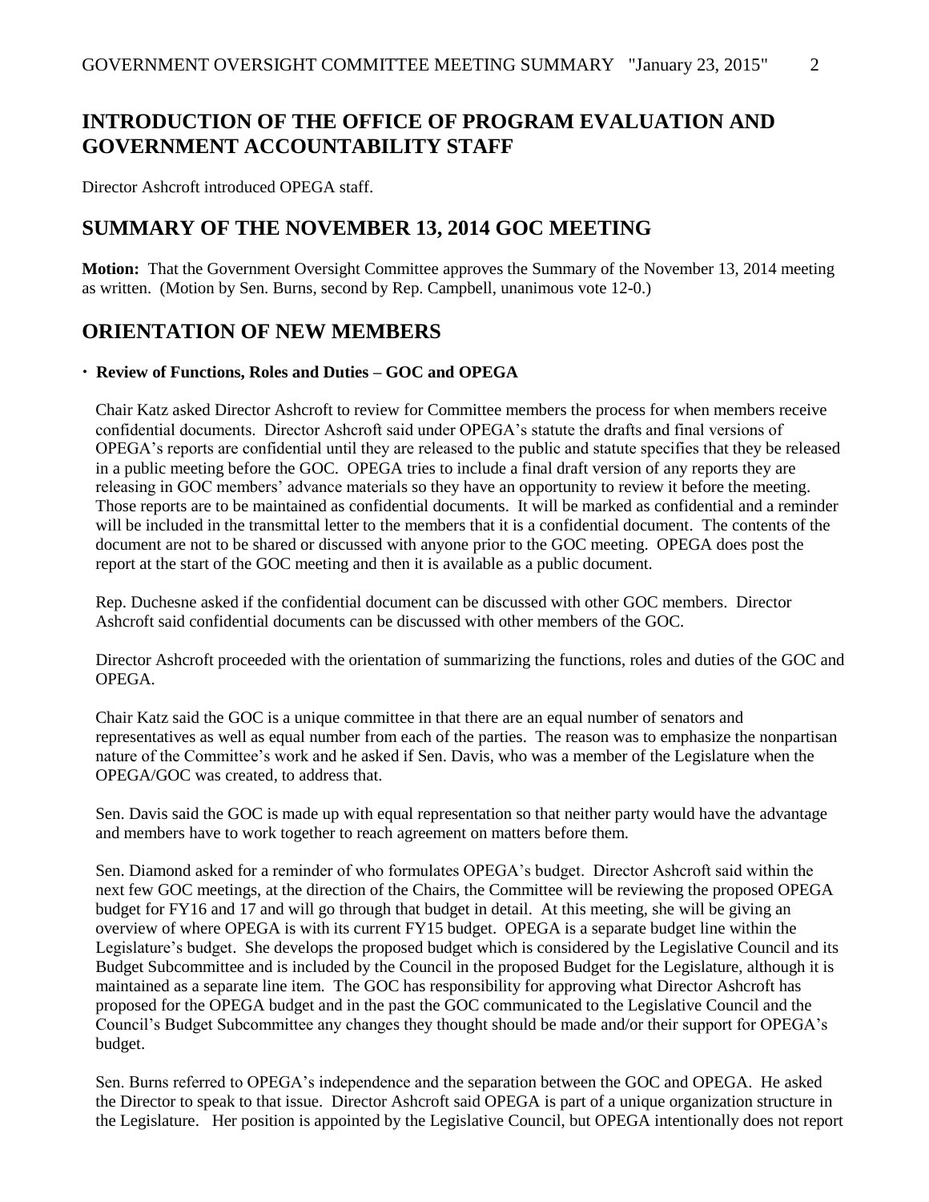## INTRODUCTION OF THE OFFICE OF PROGRAM EVALUATION AND GOVERNMENT ACCOUNTABILITY STAFF

Director Ashcroft introduced OPEGA staff.

## SUMMARY OF THE NOVEMBER 13, 2014 GOC MEETING

**Motion:** That the Government Oversight Committee approves the Summary of the November 13, 2014 meeting as written. (Motion by Sen. Burns, second by Rep. Campbell, unanimous vote 12-0.)

## ORIENTATION OF NEW MEMBERS

- **Review of Functions, Roles and Duties – GOC and OPEGA**

  Chair Katz asked Director Ashcroft to review for Committee members the process for when members receive confidential documents. Director Ashcroft said under OPEGA's statute the drafts and final versions of OPEGA's reports are confidential until they are released to the public and statute specifies that they be released in a public meeting before the GOC. OPEGA tries to include a final draft version of any reports they are releasing in GOC members' advance materials so they have an opportunity to review it before the meeting. Those reports are to be maintained as confidential documents. It will be marked as confidential and a reminder will be included in the transmittal letter to the members that it is a confidential document. The contents of the document are not to be shared or discussed with anyone prior to the GOC meeting. OPEGA does post the report at the start of the GOC meeting and then it is available as a public document.

  Rep. Duchesne asked if the confidential document can be discussed with other GOC members. Director Ashcroft said confidential documents can be discussed with other members of the GOC.

  Director Ashcroft proceeded with the orientation of summarizing the functions, roles and duties of the GOC and OPEGA.

  Chair Katz said the GOC is a unique committee in that there are an equal number of senators and representatives as well as equal number from each of the parties. The reason was to emphasize the nonpartisan nature of the Committee's work and he asked if Sen. Davis, who was a member of the Legislature when the OPEGA/GOC was created, to address that.

  Sen. Davis said the GOC is made up with equal representation so that neither party would have the advantage and members have to work together to reach agreement on matters before them.

  Sen. Diamond asked for a reminder of who formulates OPEGA's budget. Director Ashcroft said within the next few GOC meetings, at the direction of the Chairs, the Committee will be reviewing the proposed OPEGA budget for FY16 and 17 and will go through that budget in detail. At this meeting, she will be giving an overview of where OPEGA is with its current FY15 budget. OPEGA is a separate budget line within the Legislature's budget. She develops the proposed budget which is considered by the Legislative Council and its Budget Subcommittee and is included by the Council in the proposed Budget for the Legislature, although it is maintained as a separate line item. The GOC has responsibility for approving what Director Ashcroft has proposed for the OPEGA budget and in the past the GOC communicated to the Legislative Council and the Council's Budget Subcommittee any changes they thought should be made and/or their support for OPEGA's budget.

  Sen. Burns referred to OPEGA's independence and the separation between the GOC and OPEGA. He asked the Director to speak to that issue. Director Ashcroft said OPEGA is part of a unique organization structure in the Legislature. Her position is appointed by the Legislative Council, but OPEGA intentionally does not report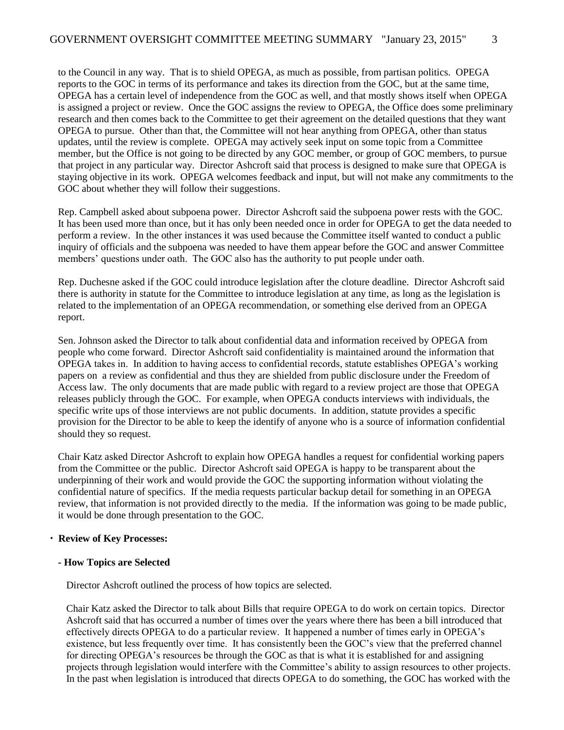to the Council in any way. That is to shield OPEGA, as much as possible, from partisan politics. OPEGA reports to the GOC in terms of its performance and takes its direction from the GOC, but at the same time, OPEGA has a certain level of independence from the GOC as well, and that mostly shows itself when OPEGA is assigned a project or review. Once the GOC assigns the review to OPEGA, the Office does some preliminary research and then comes back to the Committee to get their agreement on the detailed questions that they want OPEGA to pursue. Other than that, the Committee will not hear anything from OPEGA, other than status updates, until the review is complete. OPEGA may actively seek input on some topic from a Committee member, but the Office is not going to be directed by any GOC member, or group of GOC members, to pursue that project in any particular way. Director Ashcroft said that process is designed to make sure that OPEGA is staying objective in its work. OPEGA welcomes feedback and input, but will not make any commitments to the GOC about whether they will follow their suggestions.

Rep. Campbell asked about subpoena power. Director Ashcroft said the subpoena power rests with the GOC. It has been used more than once, but it has only been needed once in order for OPEGA to get the data needed to perform a review. In the other instances it was used because the Committee itself wanted to conduct a public inquiry of officials and the subpoena was needed to have them appear before the GOC and answer Committee members' questions under oath. The GOC also has the authority to put people under oath.

Rep. Duchesne asked if the GOC could introduce legislation after the cloture deadline. Director Ashcroft said there is authority in statute for the Committee to introduce legislation at any time, as long as the legislation is related to the implementation of an OPEGA recommendation, or something else derived from an OPEGA report.

Sen. Johnson asked the Director to talk about confidential data and information received by OPEGA from people who come forward. Director Ashcroft said confidentiality is maintained around the information that OPEGA takes in. In addition to having access to confidential records, statute establishes OPEGA's working papers on a review as confidential and thus they are shielded from public disclosure under the Freedom of Access law. The only documents that are made public with regard to a review project are those that OPEGA releases publicly through the GOC. For example, when OPEGA conducts interviews with individuals, the specific write ups of those interviews are not public documents. In addition, statute provides a specific provision for the Director to be able to keep the identify of anyone who is a source of information confidential should they so request.

Chair Katz asked Director Ashcroft to explain how OPEGA handles a request for confidential working papers from the Committee or the public. Director Ashcroft said OPEGA is happy to be transparent about the underpinning of their work and would provide the GOC the supporting information without violating the confidential nature of specifics. If the media requests particular backup detail for something in an OPEGA review, that information is not provided directly to the media. If the information was going to be made public, it would be done through presentation to the GOC.

- **Review of Key Processes:**

**- How Topics are Selected**

Director Ashcroft outlined the process of how topics are selected.

Chair Katz asked the Director to talk about Bills that require OPEGA to do work on certain topics. Director Ashcroft said that has occurred a number of times over the years where there has been a bill introduced that effectively directs OPEGA to do a particular review. It happened a number of times early in OPEGA's existence, but less frequently over time. It has consistently been the GOC's view that the preferred channel for directing OPEGA's resources be through the GOC as that is what it is established for and assigning projects through legislation would interfere with the Committee's ability to assign resources to other projects. In the past when legislation is introduced that directs OPEGA to do something, the GOC has worked with the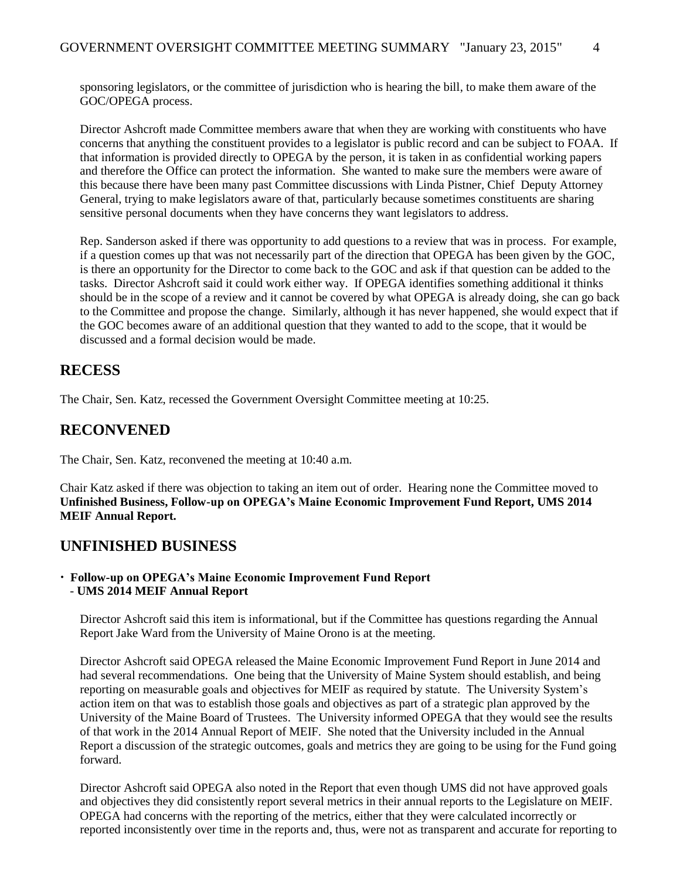sponsoring legislators, or the committee of jurisdiction who is hearing the bill, to make them aware of the GOC/OPEGA process.

Director Ashcroft made Committee members aware that when they are working with constituents who have concerns that anything the constituent provides to a legislator is public record and can be subject to FOAA. If that information is provided directly to OPEGA by the person, it is taken in as confidential working papers and therefore the Office can protect the information. She wanted to make sure the members were aware of this because there have been many past Committee discussions with Linda Pistner, Chief Deputy Attorney General, trying to make legislators aware of that, particularly because sometimes constituents are sharing sensitive personal documents when they have concerns they want legislators to address.

Rep. Sanderson asked if there was opportunity to add questions to a review that was in process. For example, if a question comes up that was not necessarily part of the direction that OPEGA has been given by the GOC, is there an opportunity for the Director to come back to the GOC and ask if that question can be added to the tasks. Director Ashcroft said it could work either way. If OPEGA identifies something additional it thinks should be in the scope of a review and it cannot be covered by what OPEGA is already doing, she can go back to the Committee and propose the change. Similarly, although it has never happened, she would expect that if the GOC becomes aware of an additional question that they wanted to add to the scope, that it would be discussed and a formal decision would be made.

## RECESS

The Chair, Sen. Katz, recessed the Government Oversight Committee meeting at 10:25.

## RECONVENED

The Chair, Sen. Katz, reconvened the meeting at 10:40 a.m.

Chair Katz asked if there was objection to taking an item out of order. Hearing none the Committee moved to **Unfinished Business, Follow-up on OPEGA's Maine Economic Improvement Fund Report, UMS 2014 MEIF Annual Report.**

## UNFINISHED BUSINESS

- **Follow-up on OPEGA's Maine Economic Improvement Fund Report**
  - **UMS 2014 MEIF Annual Report**

Director Ashcroft said this item is informational, but if the Committee has questions regarding the Annual Report Jake Ward from the University of Maine Orono is at the meeting.

Director Ashcroft said OPEGA released the Maine Economic Improvement Fund Report in June 2014 and had several recommendations. One being that the University of Maine System should establish, and being reporting on measurable goals and objectives for MEIF as required by statute. The University System's action item on that was to establish those goals and objectives as part of a strategic plan approved by the University of the Maine Board of Trustees. The University informed OPEGA that they would see the results of that work in the 2014 Annual Report of MEIF. She noted that the University included in the Annual Report a discussion of the strategic outcomes, goals and metrics they are going to be using for the Fund going forward.

Director Ashcroft said OPEGA also noted in the Report that even though UMS did not have approved goals and objectives they did consistently report several metrics in their annual reports to the Legislature on MEIF. OPEGA had concerns with the reporting of the metrics, either that they were calculated incorrectly or reported inconsistently over time in the reports and, thus, were not as transparent and accurate for reporting to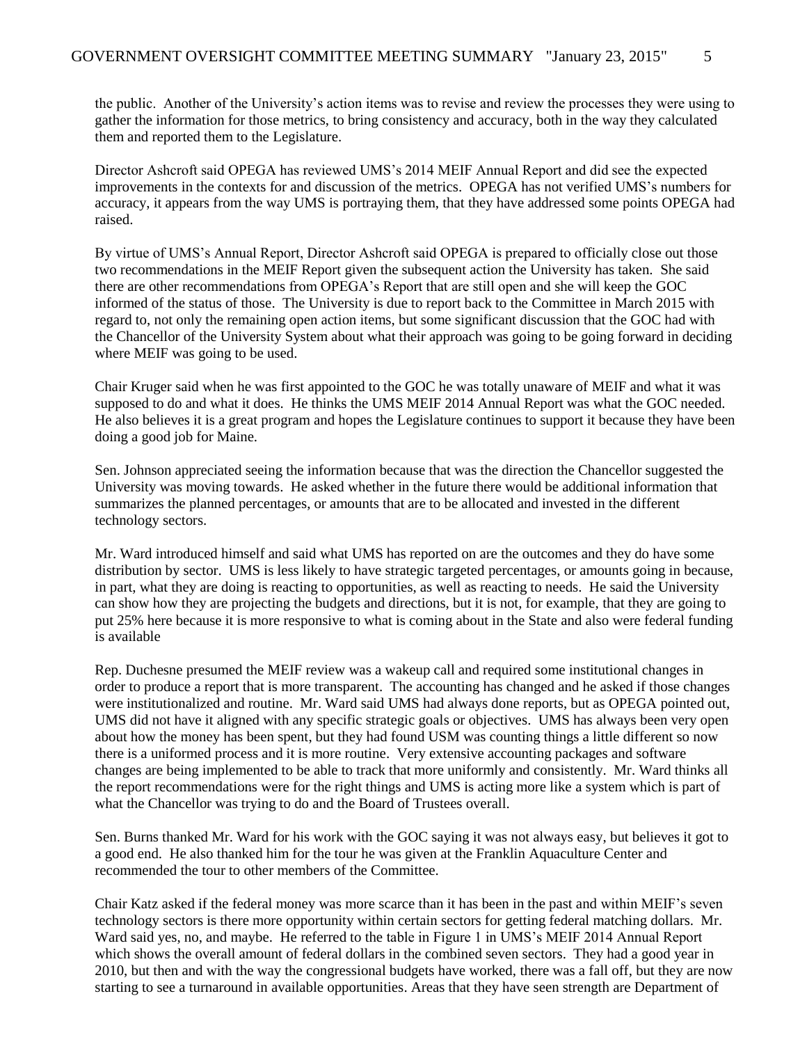the public. Another of the University's action items was to revise and review the processes they were using to gather the information for those metrics, to bring consistency and accuracy, both in the way they calculated them and reported them to the Legislature.

Director Ashcroft said OPEGA has reviewed UMS's 2014 MEIF Annual Report and did see the expected improvements in the contexts for and discussion of the metrics. OPEGA has not verified UMS's numbers for accuracy, it appears from the way UMS is portraying them, that they have addressed some points OPEGA had raised.

By virtue of UMS's Annual Report, Director Ashcroft said OPEGA is prepared to officially close out those two recommendations in the MEIF Report given the subsequent action the University has taken. She said there are other recommendations from OPEGA's Report that are still open and she will keep the GOC informed of the status of those. The University is due to report back to the Committee in March 2015 with regard to, not only the remaining open action items, but some significant discussion that the GOC had with the Chancellor of the University System about what their approach was going to be going forward in deciding where MEIF was going to be used.

Chair Kruger said when he was first appointed to the GOC he was totally unaware of MEIF and what it was supposed to do and what it does. He thinks the UMS MEIF 2014 Annual Report was what the GOC needed. He also believes it is a great program and hopes the Legislature continues to support it because they have been doing a good job for Maine.

Sen. Johnson appreciated seeing the information because that was the direction the Chancellor suggested the University was moving towards. He asked whether in the future there would be additional information that summarizes the planned percentages, or amounts that are to be allocated and invested in the different technology sectors.

Mr. Ward introduced himself and said what UMS has reported on are the outcomes and they do have some distribution by sector. UMS is less likely to have strategic targeted percentages, or amounts going in because, in part, what they are doing is reacting to opportunities, as well as reacting to needs. He said the University can show how they are projecting the budgets and directions, but it is not, for example, that they are going to put 25% here because it is more responsive to what is coming about in the State and also were federal funding is available

Rep. Duchesne presumed the MEIF review was a wakeup call and required some institutional changes in order to produce a report that is more transparent. The accounting has changed and he asked if those changes were institutionalized and routine. Mr. Ward said UMS had always done reports, but as OPEGA pointed out, UMS did not have it aligned with any specific strategic goals or objectives. UMS has always been very open about how the money has been spent, but they had found USM was counting things a little different so now there is a uniformed process and it is more routine. Very extensive accounting packages and software changes are being implemented to be able to track that more uniformly and consistently. Mr. Ward thinks all the report recommendations were for the right things and UMS is acting more like a system which is part of what the Chancellor was trying to do and the Board of Trustees overall.

Sen. Burns thanked Mr. Ward for his work with the GOC saying it was not always easy, but believes it got to a good end. He also thanked him for the tour he was given at the Franklin Aquaculture Center and recommended the tour to other members of the Committee.

Chair Katz asked if the federal money was more scarce than it has been in the past and within MEIF's seven technology sectors is there more opportunity within certain sectors for getting federal matching dollars. Mr. Ward said yes, no, and maybe. He referred to the table in Figure 1 in UMS's MEIF 2014 Annual Report which shows the overall amount of federal dollars in the combined seven sectors. They had a good year in 2010, but then and with the way the congressional budgets have worked, there was a fall off, but they are now starting to see a turnaround in available opportunities. Areas that they have seen strength are Department of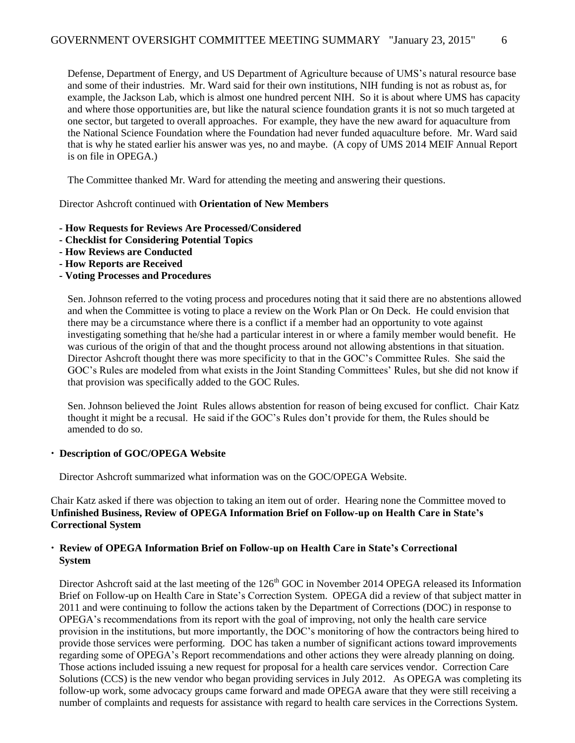Defense, Department of Energy, and US Department of Agriculture because of UMS's natural resource base and some of their industries. Mr. Ward said for their own institutions, NIH funding is not as robust as, for example, the Jackson Lab, which is almost one hundred percent NIH. So it is about where UMS has capacity and where those opportunities are, but like the natural science foundation grants it is not so much targeted at one sector, but targeted to overall approaches. For example, they have the new award for aquaculture from the National Science Foundation where the Foundation had never funded aquaculture before. Mr. Ward said that is why he stated earlier his answer was yes, no and maybe. (A copy of UMS 2014 MEIF Annual Report is on file in OPEGA.)

The Committee thanked Mr. Ward for attending the meeting and answering their questions.

Director Ashcroft continued with **Orientation of New Members**

- **How Requests for Reviews Are Processed/Considered**
- **Checklist for Considering Potential Topics**
- **How Reviews are Conducted**
- **How Reports are Received**
- **Voting Processes and Procedures**

Sen. Johnson referred to the voting process and procedures noting that it said there are no abstentions allowed and when the Committee is voting to place a review on the Work Plan or On Deck. He could envision that there may be a circumstance where there is a conflict if a member had an opportunity to vote against investigating something that he/she had a particular interest in or where a family member would benefit. He was curious of the origin of that and the thought process around not allowing abstentions in that situation. Director Ashcroft thought there was more specificity to that in the GOC's Committee Rules. She said the GOC's Rules are modeled from what exists in the Joint Standing Committees' Rules, but she did not know if that provision was specifically added to the GOC Rules.

Sen. Johnson believed the Joint Rules allows abstention for reason of being excused for conflict. Chair Katz thought it might be a recusal. He said if the GOC's Rules don't provide for them, the Rules should be amended to do so.

- **Description of GOC/OPEGA Website**

Director Ashcroft summarized what information was on the GOC/OPEGA Website.

Chair Katz asked if there was objection to taking an item out of order. Hearing none the Committee moved to **Unfinished Business, Review of OPEGA Information Brief on Follow-up on Health Care in State's Correctional System**

- **Review of OPEGA Information Brief on Follow-up on Health Care in State's Correctional System**

Director Ashcroft said at the last meeting of the 126th GOC in November 2014 OPEGA released its Information Brief on Follow-up on Health Care in State's Correction System. OPEGA did a review of that subject matter in 2011 and were continuing to follow the actions taken by the Department of Corrections (DOC) in response to OPEGA's recommendations from its report with the goal of improving, not only the health care service provision in the institutions, but more importantly, the DOC's monitoring of how the contractors being hired to provide those services were performing. DOC has taken a number of significant actions toward improvements regarding some of OPEGA's Report recommendations and other actions they were already planning on doing. Those actions included issuing a new request for proposal for a health care services vendor. Correction Care Solutions (CCS) is the new vendor who began providing services in July 2012. As OPEGA was completing its follow-up work, some advocacy groups came forward and made OPEGA aware that they were still receiving a number of complaints and requests for assistance with regard to health care services in the Corrections System.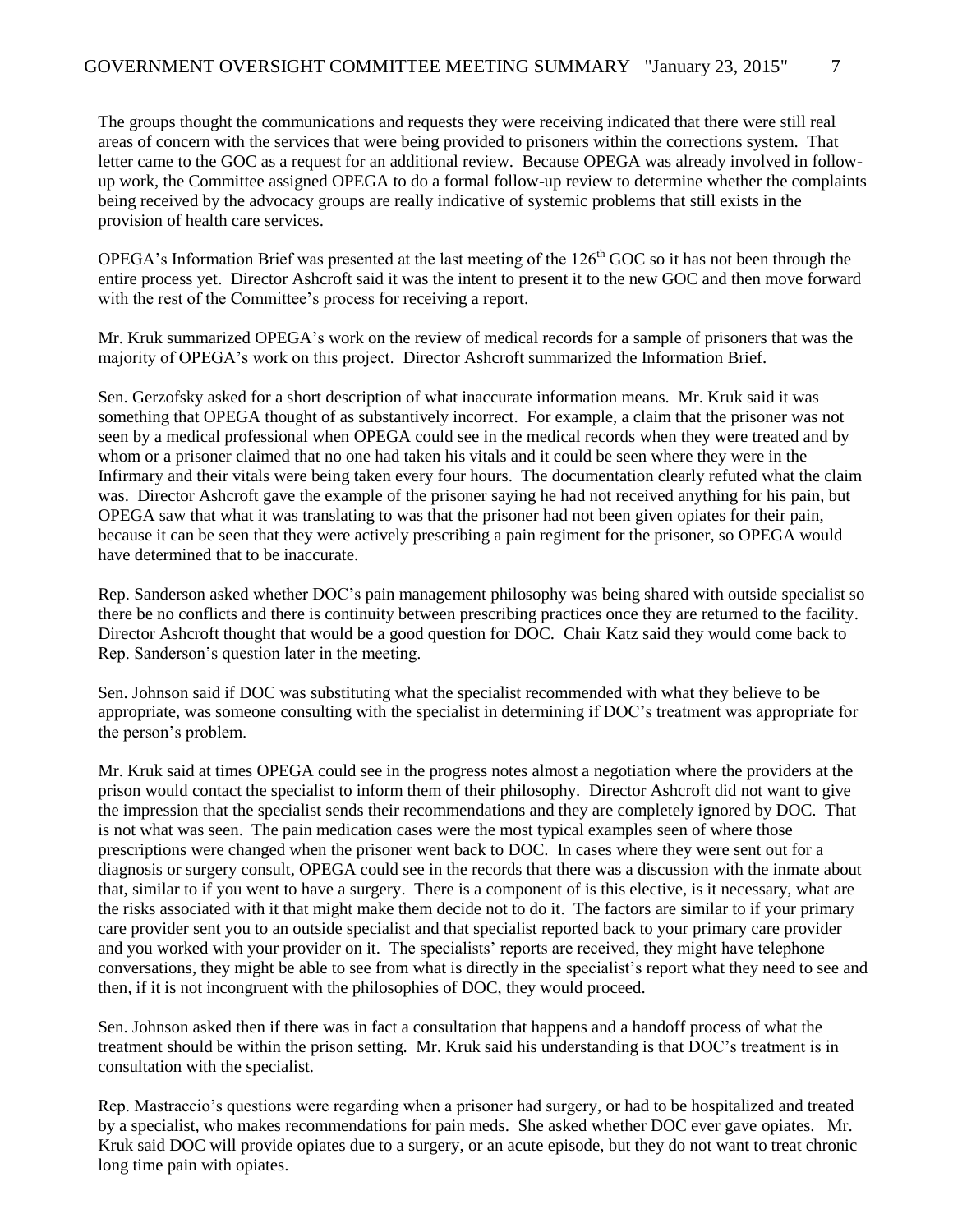The groups thought the communications and requests they were receiving indicated that there were still real areas of concern with the services that were being provided to prisoners within the corrections system. That letter came to the GOC as a request for an additional review. Because OPEGA was already involved in follow-up work, the Committee assigned OPEGA to do a formal follow-up review to determine whether the complaints being received by the advocacy groups are really indicative of systemic problems that still exists in the provision of health care services.

OPEGA's Information Brief was presented at the last meeting of the 126th GOC so it has not been through the entire process yet. Director Ashcroft said it was the intent to present it to the new GOC and then move forward with the rest of the Committee's process for receiving a report.

Mr. Kruk summarized OPEGA's work on the review of medical records for a sample of prisoners that was the majority of OPEGA's work on this project. Director Ashcroft summarized the Information Brief.

Sen. Gerzofsky asked for a short description of what inaccurate information means. Mr. Kruk said it was something that OPEGA thought of as substantively incorrect. For example, a claim that the prisoner was not seen by a medical professional when OPEGA could see in the medical records when they were treated and by whom or a prisoner claimed that no one had taken his vitals and it could be seen where they were in the Infirmary and their vitals were being taken every four hours. The documentation clearly refuted what the claim was. Director Ashcroft gave the example of the prisoner saying he had not received anything for his pain, but OPEGA saw that what it was translating to was that the prisoner had not been given opiates for their pain, because it can be seen that they were actively prescribing a pain regiment for the prisoner, so OPEGA would have determined that to be inaccurate.

Rep. Sanderson asked whether DOC's pain management philosophy was being shared with outside specialist so there be no conflicts and there is continuity between prescribing practices once they are returned to the facility. Director Ashcroft thought that would be a good question for DOC. Chair Katz said they would come back to Rep. Sanderson's question later in the meeting.

Sen. Johnson said if DOC was substituting what the specialist recommended with what they believe to be appropriate, was someone consulting with the specialist in determining if DOC's treatment was appropriate for the person's problem.

Mr. Kruk said at times OPEGA could see in the progress notes almost a negotiation where the providers at the prison would contact the specialist to inform them of their philosophy. Director Ashcroft did not want to give the impression that the specialist sends their recommendations and they are completely ignored by DOC. That is not what was seen. The pain medication cases were the most typical examples seen of where those prescriptions were changed when the prisoner went back to DOC. In cases where they were sent out for a diagnosis or surgery consult, OPEGA could see in the records that there was a discussion with the inmate about that, similar to if you went to have a surgery. There is a component of is this elective, is it necessary, what are the risks associated with it that might make them decide not to do it. The factors are similar to if your primary care provider sent you to an outside specialist and that specialist reported back to your primary care provider and you worked with your provider on it. The specialists' reports are received, they might have telephone conversations, they might be able to see from what is directly in the specialist's report what they need to see and then, if it is not incongruent with the philosophies of DOC, they would proceed.

Sen. Johnson asked then if there was in fact a consultation that happens and a handoff process of what the treatment should be within the prison setting. Mr. Kruk said his understanding is that DOC's treatment is in consultation with the specialist.

Rep. Mastraccio's questions were regarding when a prisoner had surgery, or had to be hospitalized and treated by a specialist, who makes recommendations for pain meds. She asked whether DOC ever gave opiates. Mr. Kruk said DOC will provide opiates due to a surgery, or an acute episode, but they do not want to treat chronic long time pain with opiates.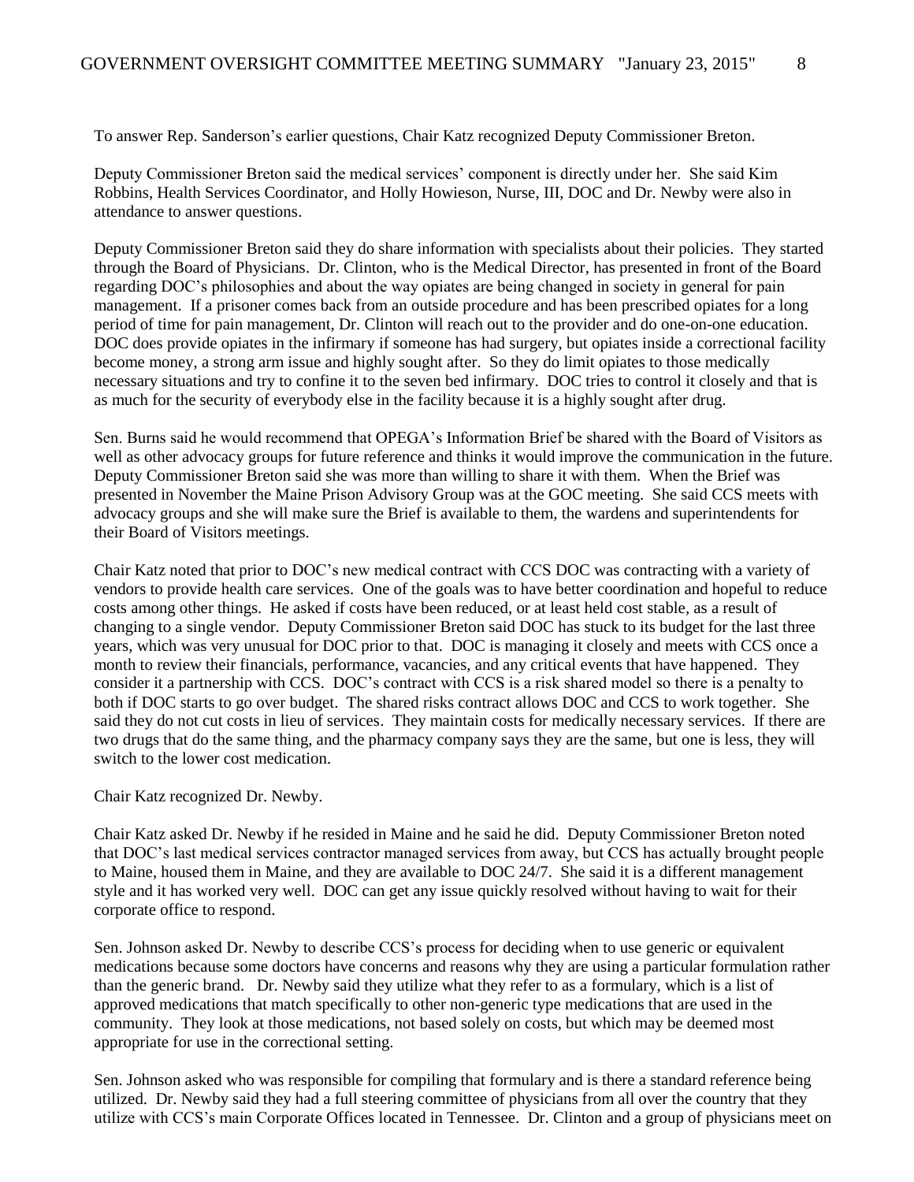To answer Rep. Sanderson's earlier questions, Chair Katz recognized Deputy Commissioner Breton.

Deputy Commissioner Breton said the medical services' component is directly under her. She said Kim Robbins, Health Services Coordinator, and Holly Howieson, Nurse, III, DOC and Dr. Newby were also in attendance to answer questions.

Deputy Commissioner Breton said they do share information with specialists about their policies. They started through the Board of Physicians. Dr. Clinton, who is the Medical Director, has presented in front of the Board regarding DOC's philosophies and about the way opiates are being changed in society in general for pain management. If a prisoner comes back from an outside procedure and has been prescribed opiates for a long period of time for pain management, Dr. Clinton will reach out to the provider and do one-on-one education. DOC does provide opiates in the infirmary if someone has had surgery, but opiates inside a correctional facility become money, a strong arm issue and highly sought after. So they do limit opiates to those medically necessary situations and try to confine it to the seven bed infirmary. DOC tries to control it closely and that is as much for the security of everybody else in the facility because it is a highly sought after drug.

Sen. Burns said he would recommend that OPEGA's Information Brief be shared with the Board of Visitors as well as other advocacy groups for future reference and thinks it would improve the communication in the future. Deputy Commissioner Breton said she was more than willing to share it with them. When the Brief was presented in November the Maine Prison Advisory Group was at the GOC meeting. She said CCS meets with advocacy groups and she will make sure the Brief is available to them, the wardens and superintendents for their Board of Visitors meetings.

Chair Katz noted that prior to DOC's new medical contract with CCS DOC was contracting with a variety of vendors to provide health care services. One of the goals was to have better coordination and hopeful to reduce costs among other things. He asked if costs have been reduced, or at least held cost stable, as a result of changing to a single vendor. Deputy Commissioner Breton said DOC has stuck to its budget for the last three years, which was very unusual for DOC prior to that. DOC is managing it closely and meets with CCS once a month to review their financials, performance, vacancies, and any critical events that have happened. They consider it a partnership with CCS. DOC's contract with CCS is a risk shared model so there is a penalty to both if DOC starts to go over budget. The shared risks contract allows DOC and CCS to work together. She said they do not cut costs in lieu of services. They maintain costs for medically necessary services. If there are two drugs that do the same thing, and the pharmacy company says they are the same, but one is less, they will switch to the lower cost medication.

Chair Katz recognized Dr. Newby.

Chair Katz asked Dr. Newby if he resided in Maine and he said he did. Deputy Commissioner Breton noted that DOC's last medical services contractor managed services from away, but CCS has actually brought people to Maine, housed them in Maine, and they are available to DOC 24/7. She said it is a different management style and it has worked very well. DOC can get any issue quickly resolved without having to wait for their corporate office to respond.

Sen. Johnson asked Dr. Newby to describe CCS's process for deciding when to use generic or equivalent medications because some doctors have concerns and reasons why they are using a particular formulation rather than the generic brand. Dr. Newby said they utilize what they refer to as a formulary, which is a list of approved medications that match specifically to other non-generic type medications that are used in the community. They look at those medications, not based solely on costs, but which may be deemed most appropriate for use in the correctional setting.

Sen. Johnson asked who was responsible for compiling that formulary and is there a standard reference being utilized. Dr. Newby said they had a full steering committee of physicians from all over the country that they utilize with CCS's main Corporate Offices located in Tennessee. Dr. Clinton and a group of physicians meet on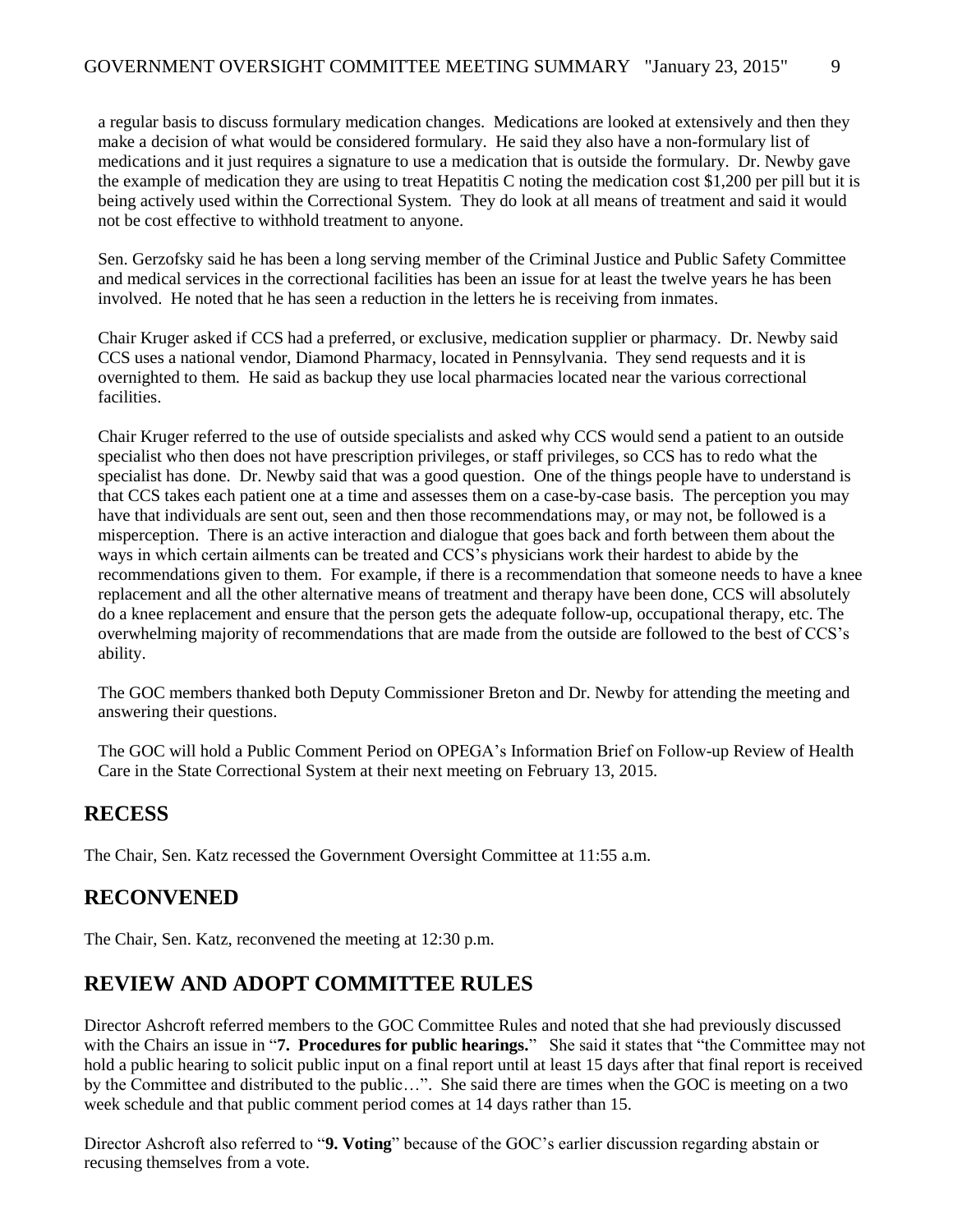a regular basis to discuss formulary medication changes. Medications are looked at extensively and then they make a decision of what would be considered formulary. He said they also have a non-formulary list of medications and it just requires a signature to use a medication that is outside the formulary. Dr. Newby gave the example of medication they are using to treat Hepatitis C noting the medication cost $1,200 per pill but it is being actively used within the Correctional System. They do look at all means of treatment and said it would not be cost effective to withhold treatment to anyone.

Sen. Gerzofsky said he has been a long serving member of the Criminal Justice and Public Safety Committee and medical services in the correctional facilities has been an issue for at least the twelve years he has been involved. He noted that he has seen a reduction in the letters he is receiving from inmates.

Chair Kruger asked if CCS had a preferred, or exclusive, medication supplier or pharmacy. Dr. Newby said CCS uses a national vendor, Diamond Pharmacy, located in Pennsylvania. They send requests and it is overnighted to them. He said as backup they use local pharmacies located near the various correctional facilities.

Chair Kruger referred to the use of outside specialists and asked why CCS would send a patient to an outside specialist who then does not have prescription privileges, or staff privileges, so CCS has to redo what the specialist has done. Dr. Newby said that was a good question. One of the things people have to understand is that CCS takes each patient one at a time and assesses them on a case-by-case basis. The perception you may have that individuals are sent out, seen and then those recommendations may, or may not, be followed is a misperception. There is an active interaction and dialogue that goes back and forth between them about the ways in which certain ailments can be treated and CCS's physicians work their hardest to abide by the recommendations given to them. For example, if there is a recommendation that someone needs to have a knee replacement and all the other alternative means of treatment and therapy have been done, CCS will absolutely do a knee replacement and ensure that the person gets the adequate follow-up, occupational therapy, etc. The overwhelming majority of recommendations that are made from the outside are followed to the best of CCS's ability.

The GOC members thanked both Deputy Commissioner Breton and Dr. Newby for attending the meeting and answering their questions.

The GOC will hold a Public Comment Period on OPEGA's Information Brief on Follow-up Review of Health Care in the State Correctional System at their next meeting on February 13, 2015.

## RECESS

The Chair, Sen. Katz recessed the Government Oversight Committee at 11:55 a.m.

## RECONVENED

The Chair, Sen. Katz, reconvened the meeting at 12:30 p.m.

## REVIEW AND ADOPT COMMITTEE RULES

Director Ashcroft referred members to the GOC Committee Rules and noted that she had previously discussed with the Chairs an issue in "**7. Procedures for public hearings.**" She said it states that "the Committee may not hold a public hearing to solicit public input on a final report until at least 15 days after that final report is received by the Committee and distributed to the public…". She said there are times when the GOC is meeting on a two week schedule and that public comment period comes at 14 days rather than 15.

Director Ashcroft also referred to "**9. Voting**" because of the GOC's earlier discussion regarding abstain or recusing themselves from a vote.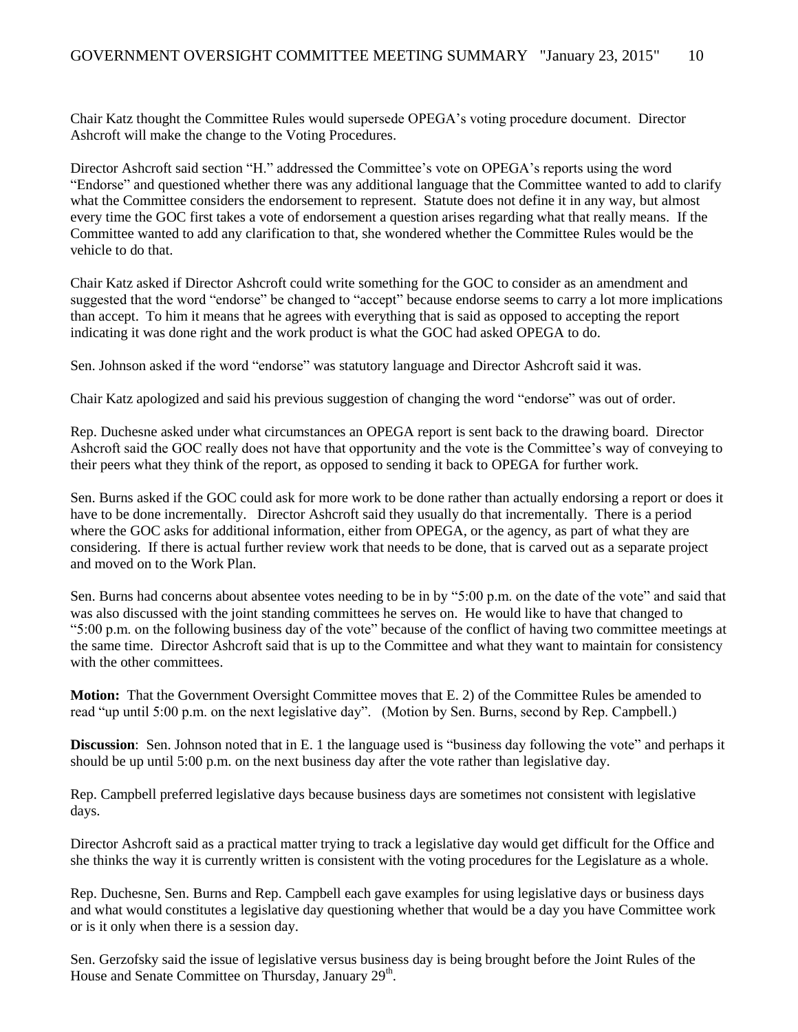Chair Katz thought the Committee Rules would supersede OPEGA's voting procedure document. Director Ashcroft will make the change to the Voting Procedures.

Director Ashcroft said section "H." addressed the Committee's vote on OPEGA's reports using the word "Endorse" and questioned whether there was any additional language that the Committee wanted to add to clarify what the Committee considers the endorsement to represent. Statute does not define it in any way, but almost every time the GOC first takes a vote of endorsement a question arises regarding what that really means. If the Committee wanted to add any clarification to that, she wondered whether the Committee Rules would be the vehicle to do that.

Chair Katz asked if Director Ashcroft could write something for the GOC to consider as an amendment and suggested that the word "endorse" be changed to "accept" because endorse seems to carry a lot more implications than accept. To him it means that he agrees with everything that is said as opposed to accepting the report indicating it was done right and the work product is what the GOC had asked OPEGA to do.

Sen. Johnson asked if the word "endorse" was statutory language and Director Ashcroft said it was.

Chair Katz apologized and said his previous suggestion of changing the word "endorse" was out of order.

Rep. Duchesne asked under what circumstances an OPEGA report is sent back to the drawing board. Director Ashcroft said the GOC really does not have that opportunity and the vote is the Committee's way of conveying to their peers what they think of the report, as opposed to sending it back to OPEGA for further work.

Sen. Burns asked if the GOC could ask for more work to be done rather than actually endorsing a report or does it have to be done incrementally. Director Ashcroft said they usually do that incrementally. There is a period where the GOC asks for additional information, either from OPEGA, or the agency, as part of what they are considering. If there is actual further review work that needs to be done, that is carved out as a separate project and moved on to the Work Plan.

Sen. Burns had concerns about absentee votes needing to be in by "5:00 p.m. on the date of the vote" and said that was also discussed with the joint standing committees he serves on. He would like to have that changed to "5:00 p.m. on the following business day of the vote" because of the conflict of having two committee meetings at the same time. Director Ashcroft said that is up to the Committee and what they want to maintain for consistency with the other committees.

**Motion:** That the Government Oversight Committee moves that E. 2) of the Committee Rules be amended to read "up until 5:00 p.m. on the next legislative day". (Motion by Sen. Burns, second by Rep. Campbell.)

**Discussion**: Sen. Johnson noted that in E. 1 the language used is "business day following the vote" and perhaps it should be up until 5:00 p.m. on the next business day after the vote rather than legislative day.

Rep. Campbell preferred legislative days because business days are sometimes not consistent with legislative days.

Director Ashcroft said as a practical matter trying to track a legislative day would get difficult for the Office and she thinks the way it is currently written is consistent with the voting procedures for the Legislature as a whole.

Rep. Duchesne, Sen. Burns and Rep. Campbell each gave examples for using legislative days or business days and what would constitutes a legislative day questioning whether that would be a day you have Committee work or is it only when there is a session day.

Sen. Gerzofsky said the issue of legislative versus business day is being brought before the Joint Rules of the House and Senate Committee on Thursday, January 29th.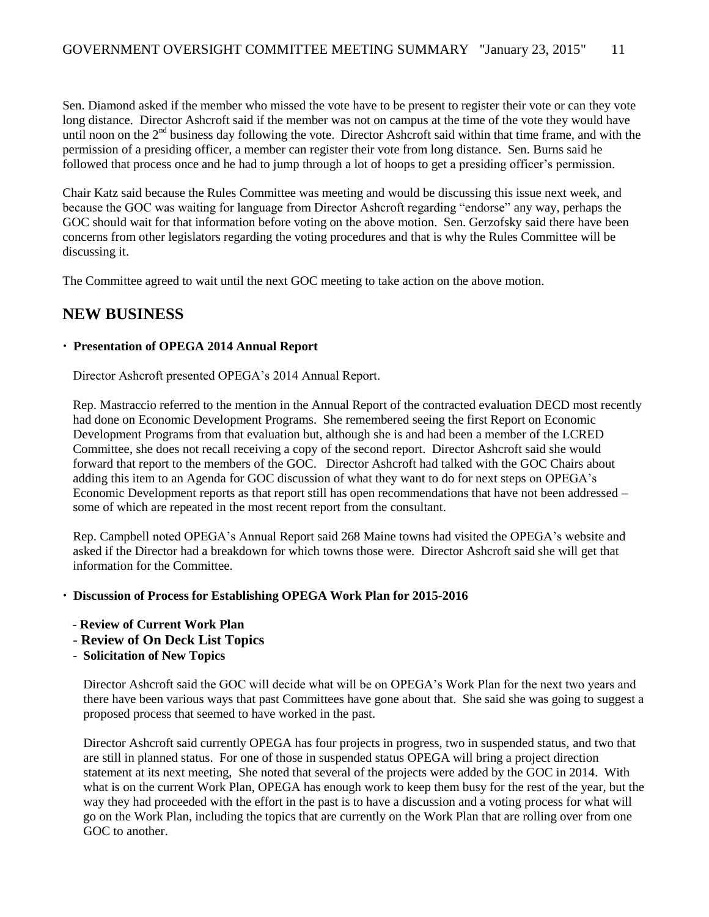Sen. Diamond asked if the member who missed the vote have to be present to register their vote or can they vote long distance. Director Ashcroft said if the member was not on campus at the time of the vote they would have until noon on the 2nd business day following the vote. Director Ashcroft said within that time frame, and with the permission of a presiding officer, a member can register their vote from long distance. Sen. Burns said he followed that process once and he had to jump through a lot of hoops to get a presiding officer's permission.

Chair Katz said because the Rules Committee was meeting and would be discussing this issue next week, and because the GOC was waiting for language from Director Ashcroft regarding "endorse" any way, perhaps the GOC should wait for that information before voting on the above motion. Sen. Gerzofsky said there have been concerns from other legislators regarding the voting procedures and that is why the Rules Committee will be discussing it.

The Committee agreed to wait until the next GOC meeting to take action on the above motion.

## NEW BUSINESS

- **Presentation of OPEGA 2014 Annual Report**

  Director Ashcroft presented OPEGA's 2014 Annual Report.

  Rep. Mastraccio referred to the mention in the Annual Report of the contracted evaluation DECD most recently had done on Economic Development Programs. She remembered seeing the first Report on Economic Development Programs from that evaluation but, although she is and had been a member of the LCRED Committee, she does not recall receiving a copy of the second report. Director Ashcroft said she would forward that report to the members of the GOC. Director Ashcroft had talked with the GOC Chairs about adding this item to an Agenda for GOC discussion of what they want to do for next steps on OPEGA's Economic Development reports as that report still has open recommendations that have not been addressed – some of which are repeated in the most recent report from the consultant.

  Rep. Campbell noted OPEGA's Annual Report said 268 Maine towns had visited the OPEGA's website and asked if the Director had a breakdown for which towns those were. Director Ashcroft said she will get that information for the Committee.

- **Discussion of Process for Establishing OPEGA Work Plan for 2015-2016**

  - **Review of Current Work Plan**
  - **Review of On Deck List Topics**
  - **Solicitation of New Topics**

  Director Ashcroft said the GOC will decide what will be on OPEGA's Work Plan for the next two years and there have been various ways that past Committees have gone about that. She said she was going to suggest a proposed process that seemed to have worked in the past.

  Director Ashcroft said currently OPEGA has four projects in progress, two in suspended status, and two that are still in planned status. For one of those in suspended status OPEGA will bring a project direction statement at its next meeting, She noted that several of the projects were added by the GOC in 2014. With what is on the current Work Plan, OPEGA has enough work to keep them busy for the rest of the year, but the way they had proceeded with the effort in the past is to have a discussion and a voting process for what will go on the Work Plan, including the topics that are currently on the Work Plan that are rolling over from one GOC to another.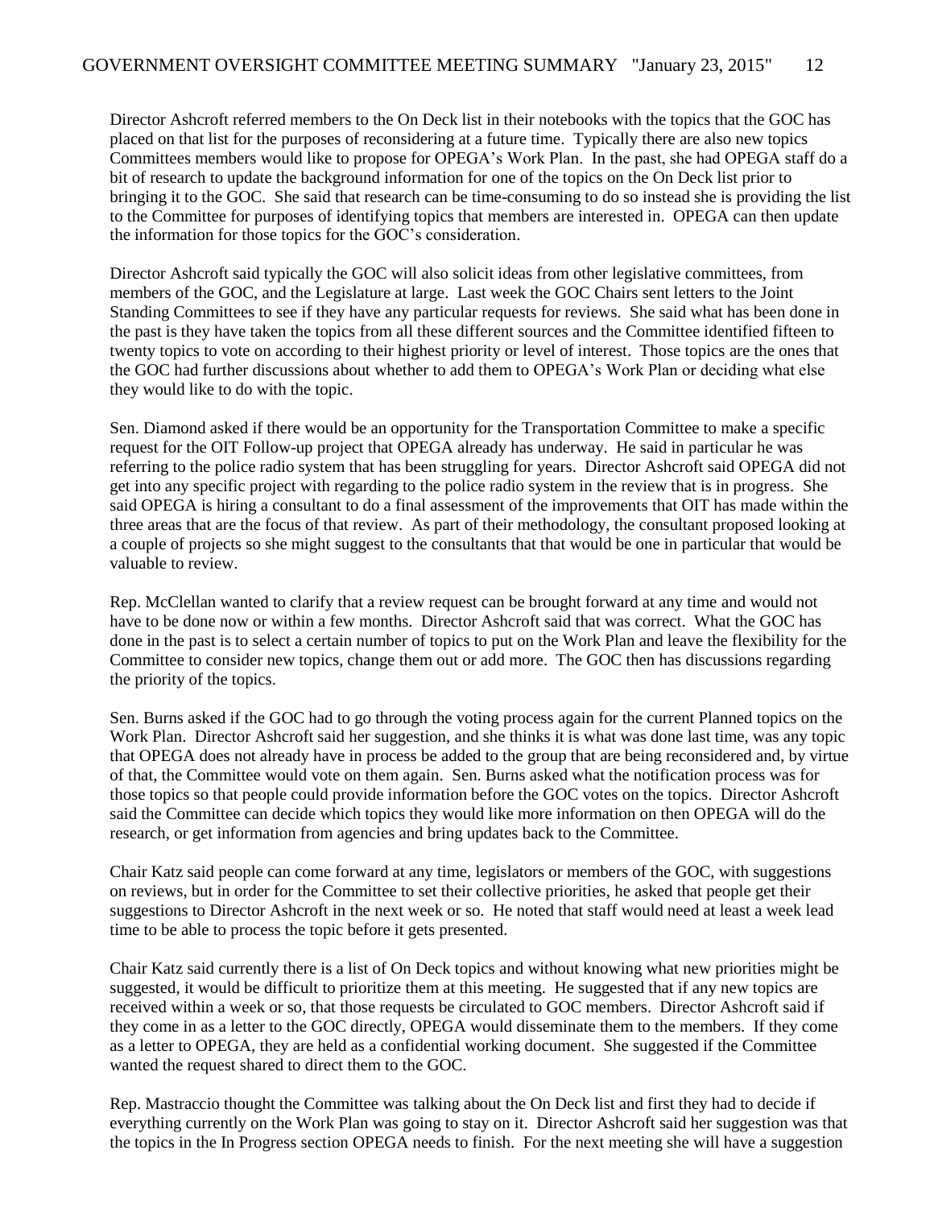Director Ashcroft referred members to the On Deck list in their notebooks with the topics that the GOC has placed on that list for the purposes of reconsidering at a future time. Typically there are also new topics Committees members would like to propose for OPEGA's Work Plan. In the past, she had OPEGA staff do a bit of research to update the background information for one of the topics on the On Deck list prior to bringing it to the GOC. She said that research can be time-consuming to do so instead she is providing the list to the Committee for purposes of identifying topics that members are interested in. OPEGA can then update the information for those topics for the GOC's consideration.

Director Ashcroft said typically the GOC will also solicit ideas from other legislative committees, from members of the GOC, and the Legislature at large. Last week the GOC Chairs sent letters to the Joint Standing Committees to see if they have any particular requests for reviews. She said what has been done in the past is they have taken the topics from all these different sources and the Committee identified fifteen to twenty topics to vote on according to their highest priority or level of interest. Those topics are the ones that the GOC had further discussions about whether to add them to OPEGA's Work Plan or deciding what else they would like to do with the topic.

Sen. Diamond asked if there would be an opportunity for the Transportation Committee to make a specific request for the OIT Follow-up project that OPEGA already has underway. He said in particular he was referring to the police radio system that has been struggling for years. Director Ashcroft said OPEGA did not get into any specific project with regarding to the police radio system in the review that is in progress. She said OPEGA is hiring a consultant to do a final assessment of the improvements that OIT has made within the three areas that are the focus of that review. As part of their methodology, the consultant proposed looking at a couple of projects so she might suggest to the consultants that that would be one in particular that would be valuable to review.

Rep. McClellan wanted to clarify that a review request can be brought forward at any time and would not have to be done now or within a few months. Director Ashcroft said that was correct. What the GOC has done in the past is to select a certain number of topics to put on the Work Plan and leave the flexibility for the Committee to consider new topics, change them out or add more. The GOC then has discussions regarding the priority of the topics.

Sen. Burns asked if the GOC had to go through the voting process again for the current Planned topics on the Work Plan. Director Ashcroft said her suggestion, and she thinks it is what was done last time, was any topic that OPEGA does not already have in process be added to the group that are being reconsidered and, by virtue of that, the Committee would vote on them again. Sen. Burns asked what the notification process was for those topics so that people could provide information before the GOC votes on the topics. Director Ashcroft said the Committee can decide which topics they would like more information on then OPEGA will do the research, or get information from agencies and bring updates back to the Committee.

Chair Katz said people can come forward at any time, legislators or members of the GOC, with suggestions on reviews, but in order for the Committee to set their collective priorities, he asked that people get their suggestions to Director Ashcroft in the next week or so. He noted that staff would need at least a week lead time to be able to process the topic before it gets presented.

Chair Katz said currently there is a list of On Deck topics and without knowing what new priorities might be suggested, it would be difficult to prioritize them at this meeting. He suggested that if any new topics are received within a week or so, that those requests be circulated to GOC members. Director Ashcroft said if they come in as a letter to the GOC directly, OPEGA would disseminate them to the members. If they come as a letter to OPEGA, they are held as a confidential working document. She suggested if the Committee wanted the request shared to direct them to the GOC.

Rep. Mastraccio thought the Committee was talking about the On Deck list and first they had to decide if everything currently on the Work Plan was going to stay on it. Director Ashcroft said her suggestion was that the topics in the In Progress section OPEGA needs to finish. For the next meeting she will have a suggestion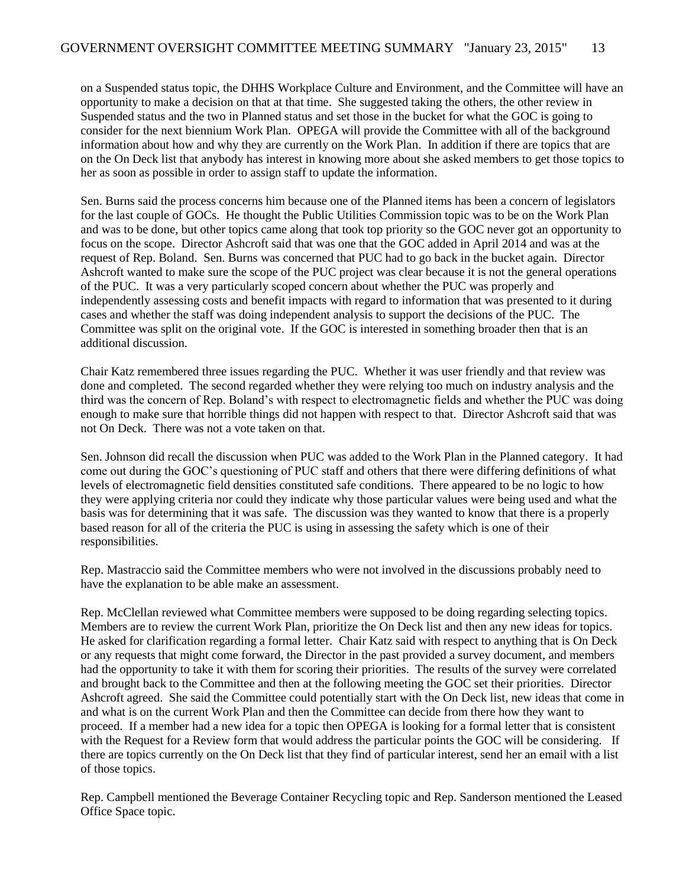on a Suspended status topic, the DHHS Workplace Culture and Environment, and the Committee will have an opportunity to make a decision on that at that time. She suggested taking the others, the other review in Suspended status and the two in Planned status and set those in the bucket for what the GOC is going to consider for the next biennium Work Plan. OPEGA will provide the Committee with all of the background information about how and why they are currently on the Work Plan. In addition if there are topics that are on the On Deck list that anybody has interest in knowing more about she asked members to get those topics to her as soon as possible in order to assign staff to update the information.

Sen. Burns said the process concerns him because one of the Planned items has been a concern of legislators for the last couple of GOCs. He thought the Public Utilities Commission topic was to be on the Work Plan and was to be done, but other topics came along that took top priority so the GOC never got an opportunity to focus on the scope. Director Ashcroft said that was one that the GOC added in April 2014 and was at the request of Rep. Boland. Sen. Burns was concerned that PUC had to go back in the bucket again. Director Ashcroft wanted to make sure the scope of the PUC project was clear because it is not the general operations of the PUC. It was a very particularly scoped concern about whether the PUC was properly and independently assessing costs and benefit impacts with regard to information that was presented to it during cases and whether the staff was doing independent analysis to support the decisions of the PUC. The Committee was split on the original vote. If the GOC is interested in something broader then that is an additional discussion.

Chair Katz remembered three issues regarding the PUC. Whether it was user friendly and that review was done and completed. The second regarded whether they were relying too much on industry analysis and the third was the concern of Rep. Boland's with respect to electromagnetic fields and whether the PUC was doing enough to make sure that horrible things did not happen with respect to that. Director Ashcroft said that was not On Deck. There was not a vote taken on that.

Sen. Johnson did recall the discussion when PUC was added to the Work Plan in the Planned category. It had come out during the GOC's questioning of PUC staff and others that there were differing definitions of what levels of electromagnetic field densities constituted safe conditions. There appeared to be no logic to how they were applying criteria nor could they indicate why those particular values were being used and what the basis was for determining that it was safe. The discussion was they wanted to know that there is a properly based reason for all of the criteria the PUC is using in assessing the safety which is one of their responsibilities.

Rep. Mastraccio said the Committee members who were not involved in the discussions probably need to have the explanation to be able make an assessment.

Rep. McClellan reviewed what Committee members were supposed to be doing regarding selecting topics. Members are to review the current Work Plan, prioritize the On Deck list and then any new ideas for topics. He asked for clarification regarding a formal letter. Chair Katz said with respect to anything that is On Deck or any requests that might come forward, the Director in the past provided a survey document, and members had the opportunity to take it with them for scoring their priorities. The results of the survey were correlated and brought back to the Committee and then at the following meeting the GOC set their priorities. Director Ashcroft agreed. She said the Committee could potentially start with the On Deck list, new ideas that come in and what is on the current Work Plan and then the Committee can decide from there how they want to proceed. If a member had a new idea for a topic then OPEGA is looking for a formal letter that is consistent with the Request for a Review form that would address the particular points the GOC will be considering. If there are topics currently on the On Deck list that they find of particular interest, send her an email with a list of those topics.

Rep. Campbell mentioned the Beverage Container Recycling topic and Rep. Sanderson mentioned the Leased Office Space topic.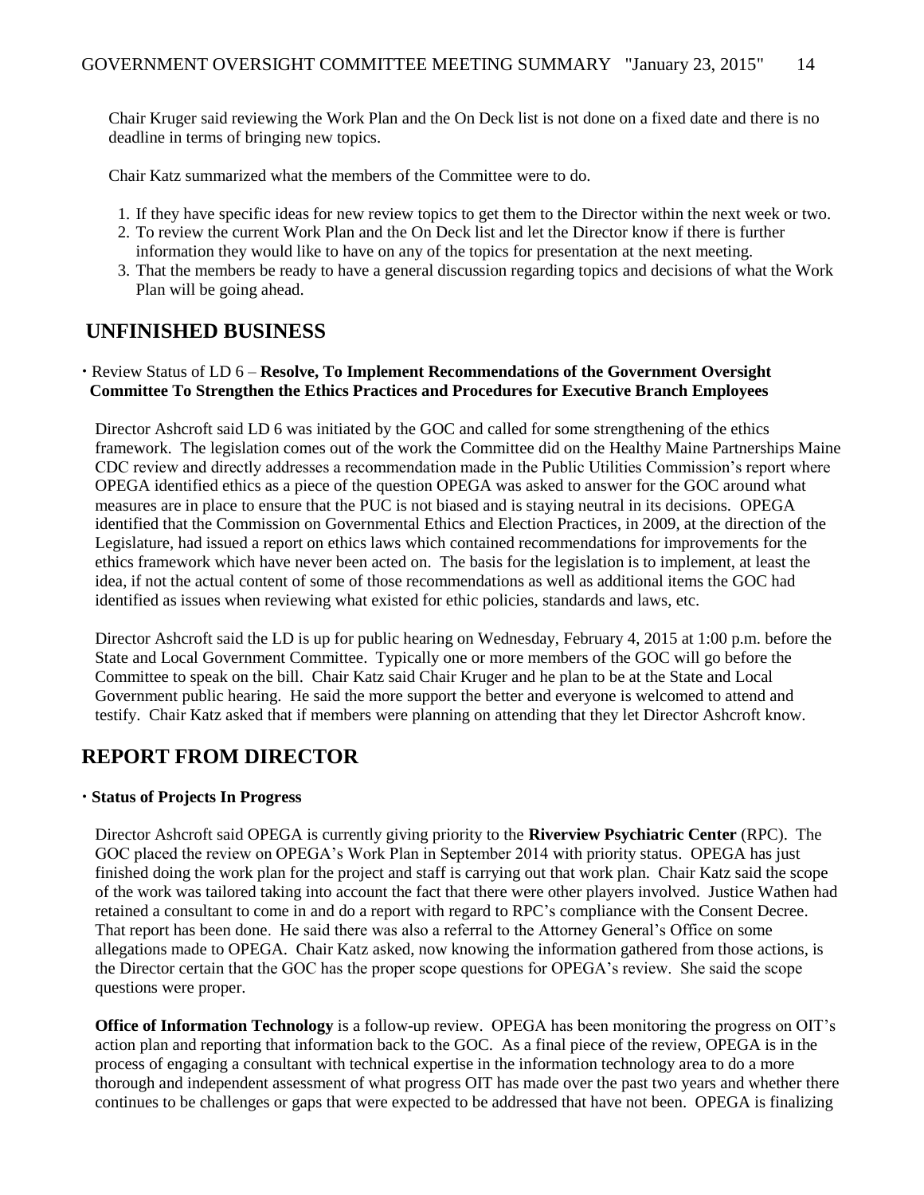Chair Kruger said reviewing the Work Plan and the On Deck list is not done on a fixed date and there is no deadline in terms of bringing new topics.

Chair Katz summarized what the members of the Committee were to do.

1. If they have specific ideas for new review topics to get them to the Director within the next week or two.
2. To review the current Work Plan and the On Deck list and let the Director know if there is further information they would like to have on any of the topics for presentation at the next meeting.
3. That the members be ready to have a general discussion regarding topics and decisions of what the Work Plan will be going ahead.

## UNFINISHED BUSINESS

- Review Status of LD 6 – **Resolve, To Implement Recommendations of the Government Oversight Committee To Strengthen the Ethics Practices and Procedures for Executive Branch Employees**

Director Ashcroft said LD 6 was initiated by the GOC and called for some strengthening of the ethics framework. The legislation comes out of the work the Committee did on the Healthy Maine Partnerships Maine CDC review and directly addresses a recommendation made in the Public Utilities Commission's report where OPEGA identified ethics as a piece of the question OPEGA was asked to answer for the GOC around what measures are in place to ensure that the PUC is not biased and is staying neutral in its decisions. OPEGA identified that the Commission on Governmental Ethics and Election Practices, in 2009, at the direction of the Legislature, had issued a report on ethics laws which contained recommendations for improvements for the ethics framework which have never been acted on. The basis for the legislation is to implement, at least the idea, if not the actual content of some of those recommendations as well as additional items the GOC had identified as issues when reviewing what existed for ethic policies, standards and laws, etc.

Director Ashcroft said the LD is up for public hearing on Wednesday, February 4, 2015 at 1:00 p.m. before the State and Local Government Committee. Typically one or more members of the GOC will go before the Committee to speak on the bill. Chair Katz said Chair Kruger and he plan to be at the State and Local Government public hearing. He said the more support the better and everyone is welcomed to attend and testify. Chair Katz asked that if members were planning on attending that they let Director Ashcroft know.

## REPORT FROM DIRECTOR

- **Status of Projects In Progress**

Director Ashcroft said OPEGA is currently giving priority to the **Riverview Psychiatric Center** (RPC). The GOC placed the review on OPEGA's Work Plan in September 2014 with priority status. OPEGA has just finished doing the work plan for the project and staff is carrying out that work plan. Chair Katz said the scope of the work was tailored taking into account the fact that there were other players involved. Justice Wathen had retained a consultant to come in and do a report with regard to RPC's compliance with the Consent Decree. That report has been done. He said there was also a referral to the Attorney General's Office on some allegations made to OPEGA. Chair Katz asked, now knowing the information gathered from those actions, is the Director certain that the GOC has the proper scope questions for OPEGA's review. She said the scope questions were proper.

**Office of Information Technology** is a follow-up review. OPEGA has been monitoring the progress on OIT's action plan and reporting that information back to the GOC. As a final piece of the review, OPEGA is in the process of engaging a consultant with technical expertise in the information technology area to do a more thorough and independent assessment of what progress OIT has made over the past two years and whether there continues to be challenges or gaps that were expected to be addressed that have not been. OPEGA is finalizing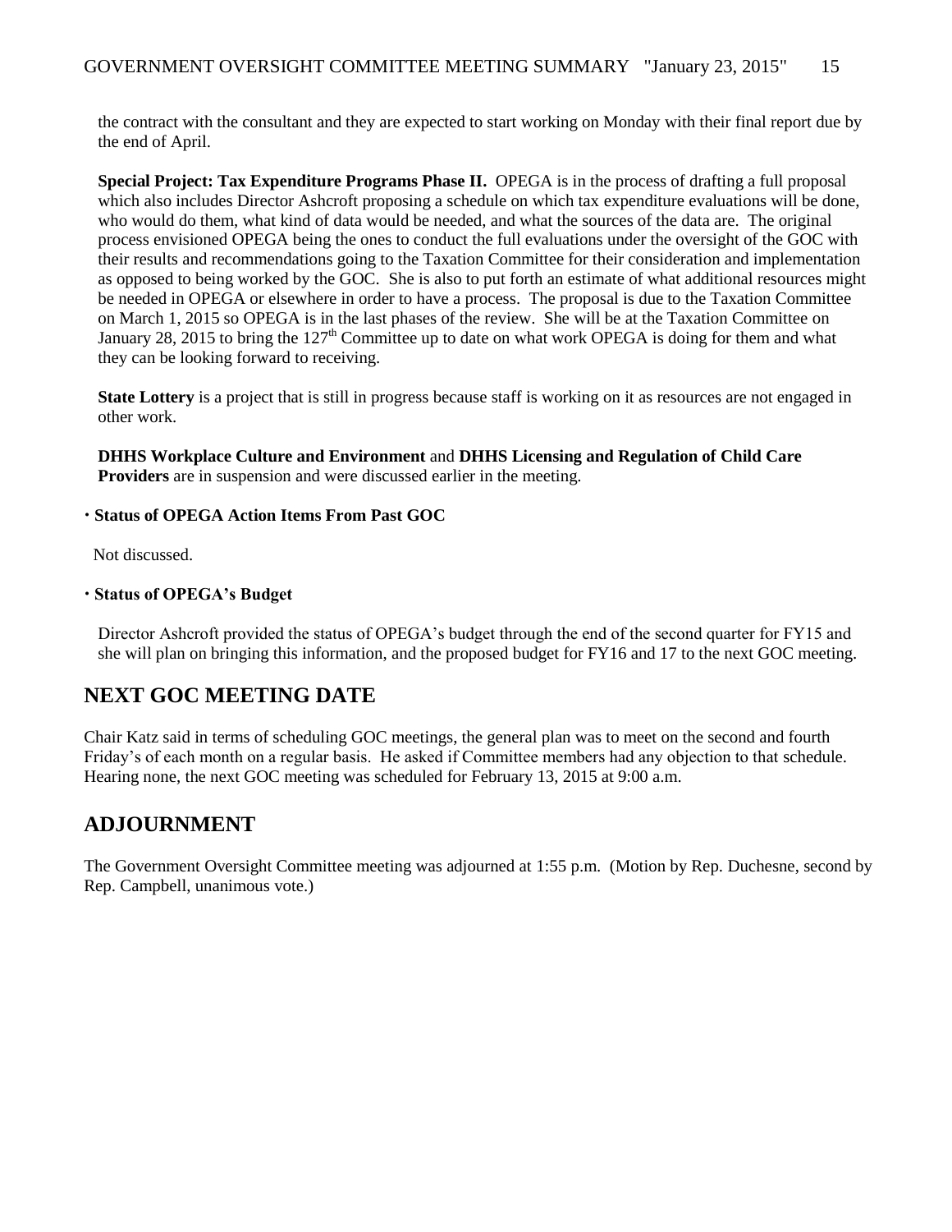the contract with the consultant and they are expected to start working on Monday with their final report due by the end of April.

**Special Project: Tax Expenditure Programs Phase II.** OPEGA is in the process of drafting a full proposal which also includes Director Ashcroft proposing a schedule on which tax expenditure evaluations will be done, who would do them, what kind of data would be needed, and what the sources of the data are. The original process envisioned OPEGA being the ones to conduct the full evaluations under the oversight of the GOC with their results and recommendations going to the Taxation Committee for their consideration and implementation as opposed to being worked by the GOC. She is also to put forth an estimate of what additional resources might be needed in OPEGA or elsewhere in order to have a process. The proposal is due to the Taxation Committee on March 1, 2015 so OPEGA is in the last phases of the review. She will be at the Taxation Committee on January 28, 2015 to bring the 127th Committee up to date on what work OPEGA is doing for them and what they can be looking forward to receiving.

**State Lottery** is a project that is still in progress because staff is working on it as resources are not engaged in other work.

**DHHS Workplace Culture and Environment** and **DHHS Licensing and Regulation of Child Care Providers** are in suspension and were discussed earlier in the meeting.

- **Status of OPEGA Action Items From Past GOC**

Not discussed.

- **Status of OPEGA's Budget**

Director Ashcroft provided the status of OPEGA's budget through the end of the second quarter for FY15 and she will plan on bringing this information, and the proposed budget for FY16 and 17 to the next GOC meeting.

## NEXT GOC MEETING DATE

Chair Katz said in terms of scheduling GOC meetings, the general plan was to meet on the second and fourth Friday's of each month on a regular basis. He asked if Committee members had any objection to that schedule. Hearing none, the next GOC meeting was scheduled for February 13, 2015 at 9:00 a.m.

## ADJOURNMENT

The Government Oversight Committee meeting was adjourned at 1:55 p.m. (Motion by Rep. Duchesne, second by Rep. Campbell, unanimous vote.)